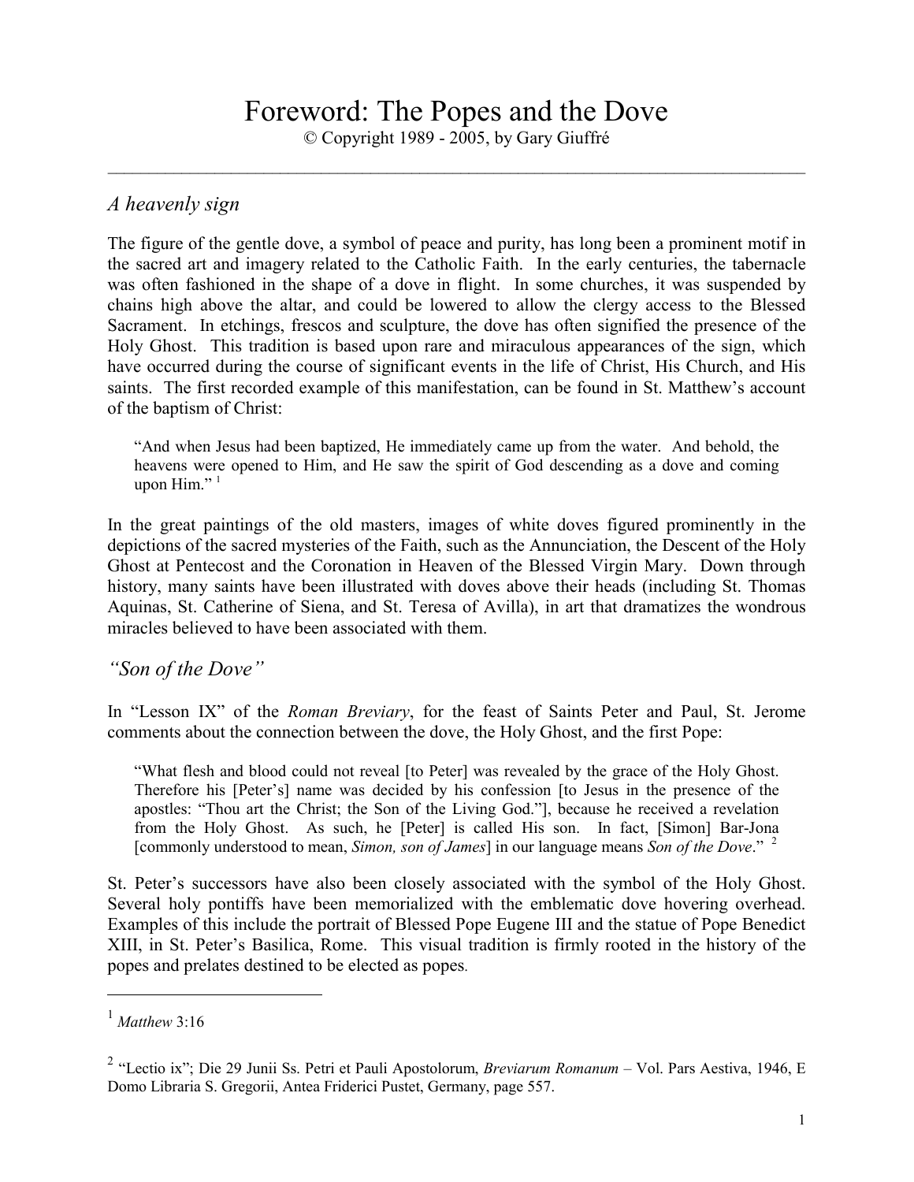# Foreword: The Popes and the Dove

© Copyright 1989 - 2005, by Gary Giuffré

---

## *A heavenly sign*

The figure of the gentle dove, a symbol of peace and purity, has long been a prominent motif in the sacred art and imagery related to the Catholic Faith. In the early centuries, the tabernacle was often fashioned in the shape of a dove in flight. In some churches, it was suspended by chains high above the altar, and could be lowered to allow the clergy access to the Blessed Sacrament. In etchings, frescos and sculpture, the dove has often signified the presence of the Holy Ghost. This tradition is based upon rare and miraculous appearances of the sign, which have occurred during the course of significant events in the life of Christ, His Church, and His saints. The first recorded example of this manifestation, can be found in St. Matthew's account of the baptism of Christ:

> "And when Jesus had been baptized, He immediately came up from the water. And behold, the heavens were opened to Him, and He saw the spirit of God descending as a dove and coming upon Him." [1]

In the great paintings of the old masters, images of white doves figured prominently in the depictions of the sacred mysteries of the Faith, such as the Annunciation, the Descent of the Holy Ghost at Pentecost and the Coronation in Heaven of the Blessed Virgin Mary. Down through history, many saints have been illustrated with doves above their heads (including St. Thomas Aquinas, St. Catherine of Siena, and St. Teresa of Avilla), in art that dramatizes the wondrous miracles believed to have been associated with them.

## *"Son of the Dove"*

In "Lesson IX" of the *Roman Breviary*, for the feast of Saints Peter and Paul, St. Jerome comments about the connection between the dove, the Holy Ghost, and the first Pope:

> "What flesh and blood could not reveal [to Peter] was revealed by the grace of the Holy Ghost. Therefore his [Peter's] name was decided by his confession [to Jesus in the presence of the apostles: "Thou art the Christ; the Son of the Living God."], because he received a revelation from the Holy Ghost. As such, he [Peter] is called His son. In fact, [Simon] Bar-Jona [commonly understood to mean, *Simon, son of James*] in our language means *Son of the Dove*." [2]

St. Peter's successors have also been closely associated with the symbol of the Holy Ghost. Several holy pontiffs have been memorialized with the emblematic dove hovering overhead. Examples of this include the portrait of Blessed Pope Eugene III and the statue of Pope Benedict XIII, in St. Peter's Basilica, Rome. This visual tradition is firmly rooted in the history of the popes and prelates destined to be elected as popes.

---

[1] *Matthew* 3:16

[2] "Lectio ix"; Die 29 Junii Ss. Petri et Pauli Apostolorum, *Breviarum Romanum* – Vol. Pars Aestiva, 1946, E Domo Libraria S. Gregorii, Antea Friderici Pustet, Germany, page 557.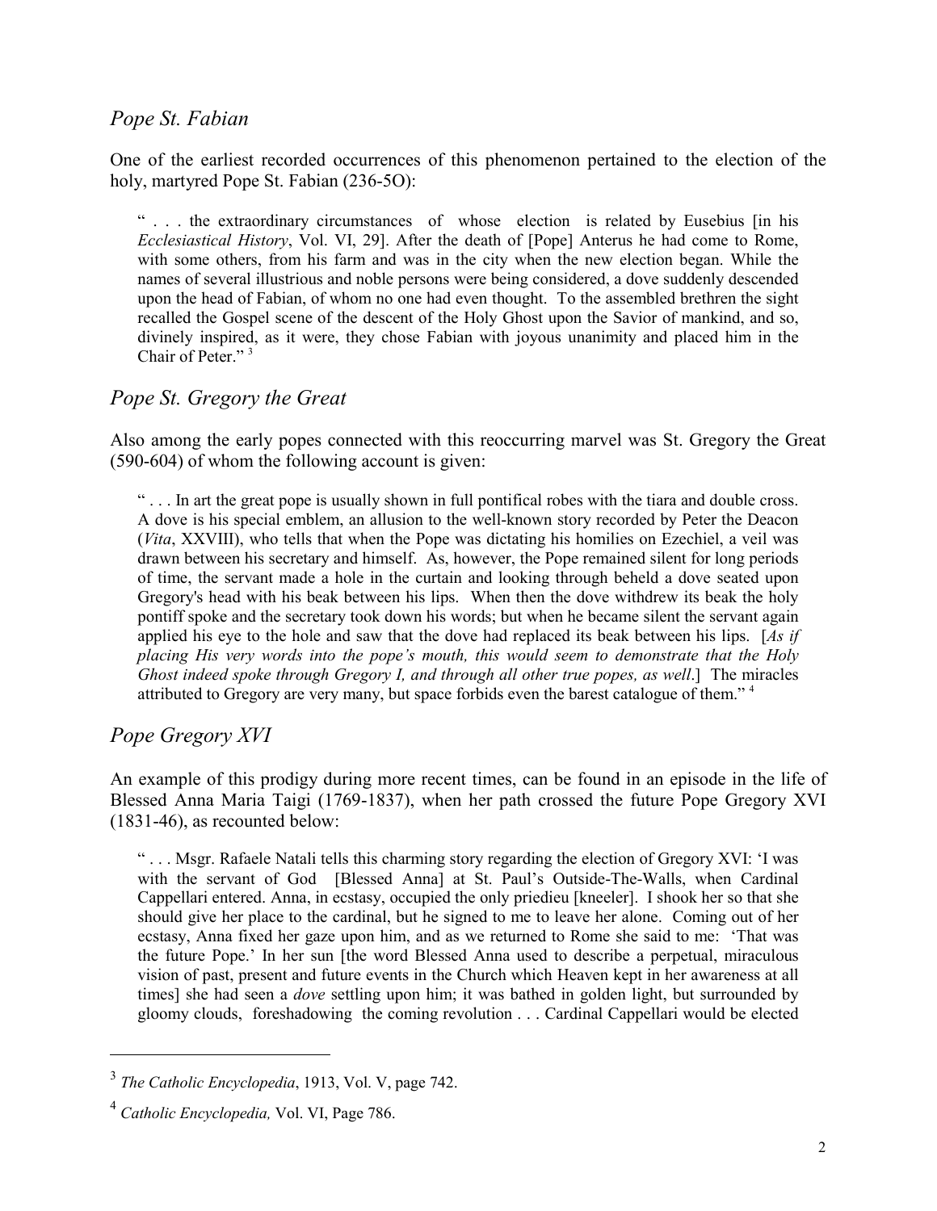## *Pope St. Fabian*

One of the earliest recorded occurrences of this phenomenon pertained to the election of the holy, martyred Pope St. Fabian (236-5O):

> " . . . the extraordinary circumstances of whose election is related by Eusebius [in his *Ecclesiastical History*, Vol. VI, 29]. After the death of [Pope] Anterus he had come to Rome, with some others, from his farm and was in the city when the new election began. While the names of several illustrious and noble persons were being considered, a dove suddenly descended upon the head of Fabian, of whom no one had even thought. To the assembled brethren the sight recalled the Gospel scene of the descent of the Holy Ghost upon the Savior of mankind, and so, divinely inspired, as it were, they chose Fabian with joyous unanimity and placed him in the Chair of Peter." [3]

## *Pope St. Gregory the Great*

Also among the early popes connected with this reoccurring marvel was St. Gregory the Great (590-604) of whom the following account is given:

> " . . . In art the great pope is usually shown in full pontifical robes with the tiara and double cross. A dove is his special emblem, an allusion to the well-known story recorded by Peter the Deacon (*Vita*, XXVIII), who tells that when the Pope was dictating his homilies on Ezechiel, a veil was drawn between his secretary and himself. As, however, the Pope remained silent for long periods of time, the servant made a hole in the curtain and looking through beheld a dove seated upon Gregory's head with his beak between his lips. When then the dove withdrew its beak the holy pontiff spoke and the secretary took down his words; but when he became silent the servant again applied his eye to the hole and saw that the dove had replaced its beak between his lips. [*As if placing His very words into the pope's mouth, this would seem to demonstrate that the Holy Ghost indeed spoke through Gregory I, and through all other true popes, as well*.] The miracles attributed to Gregory are very many, but space forbids even the barest catalogue of them." [4]

## *Pope Gregory XVI*

An example of this prodigy during more recent times, can be found in an episode in the life of Blessed Anna Maria Taigi (1769-1837), when her path crossed the future Pope Gregory XVI (1831-46), as recounted below:

> " . . . Msgr. Rafaele Natali tells this charming story regarding the election of Gregory XVI: 'I was with the servant of God [Blessed Anna] at St. Paul's Outside-The-Walls, when Cardinal Cappellari entered. Anna, in ecstasy, occupied the only priedieu [kneeler]. I shook her so that she should give her place to the cardinal, but he signed to me to leave her alone. Coming out of her ecstasy, Anna fixed her gaze upon him, and as we returned to Rome she said to me: 'That was the future Pope.' In her sun [the word Blessed Anna used to describe a perpetual, miraculous vision of past, present and future events in the Church which Heaven kept in her awareness at all times] she had seen a *dove* settling upon him; it was bathed in golden light, but surrounded by gloomy clouds, foreshadowing the coming revolution . . . Cardinal Cappellari would be elected

---

[3] *The Catholic Encyclopedia*, 1913, Vol. V, page 742.

[4] *Catholic Encyclopedia,* Vol. VI, Page 786.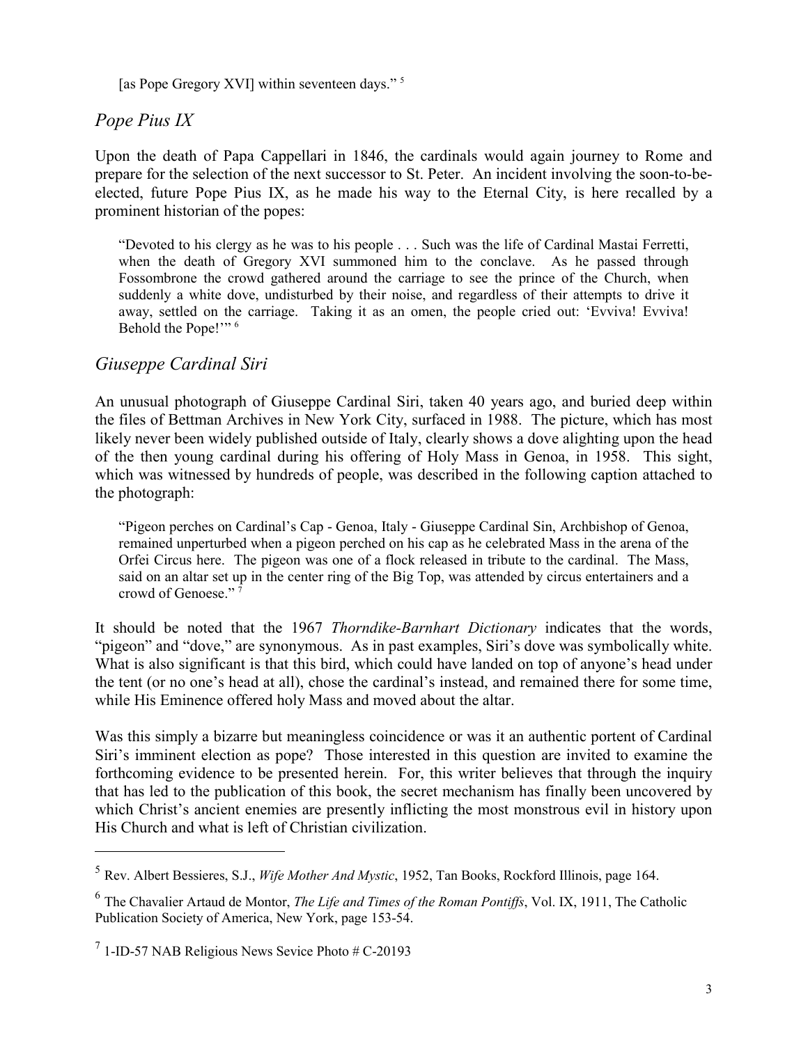[as Pope Gregory XVI] within seventeen days."[5]

## *Pope Pius IX*

Upon the death of Papa Cappellari in 1846, the cardinals would again journey to Rome and prepare for the selection of the next successor to St. Peter. An incident involving the soon-to-be-elected, future Pope Pius IX, as he made his way to the Eternal City, is here recalled by a prominent historian of the popes:

> "Devoted to his clergy as he was to his people . . . Such was the life of Cardinal Mastai Ferretti, when the death of Gregory XVI summoned him to the conclave. As he passed through Fossombrone the crowd gathered around the carriage to see the prince of the Church, when suddenly a white dove, undisturbed by their noise, and regardless of their attempts to drive it away, settled on the carriage. Taking it as an omen, the people cried out: 'Evviva! Evviva! Behold the Pope!'"[6]

## *Giuseppe Cardinal Siri*

An unusual photograph of Giuseppe Cardinal Siri, taken 40 years ago, and buried deep within the files of Bettman Archives in New York City, surfaced in 1988. The picture, which has most likely never been widely published outside of Italy, clearly shows a dove alighting upon the head of the then young cardinal during his offering of Holy Mass in Genoa, in 1958. This sight, which was witnessed by hundreds of people, was described in the following caption attached to the photograph:

> "Pigeon perches on Cardinal's Cap - Genoa, Italy - Giuseppe Cardinal Sin, Archbishop of Genoa, remained unperturbed when a pigeon perched on his cap as he celebrated Mass in the arena of the Orfei Circus here. The pigeon was one of a flock released in tribute to the cardinal. The Mass, said on an altar set up in the center ring of the Big Top, was attended by circus entertainers and a crowd of Genoese."[7]

It should be noted that the 1967 *Thorndike-Barnhart Dictionary* indicates that the words, "pigeon" and "dove," are synonymous. As in past examples, Siri's dove was symbolically white. What is also significant is that this bird, which could have landed on top of anyone's head under the tent (or no one's head at all), chose the cardinal's instead, and remained there for some time, while His Eminence offered holy Mass and moved about the altar.

Was this simply a bizarre but meaningless coincidence or was it an authentic portent of Cardinal Siri's imminent election as pope? Those interested in this question are invited to examine the forthcoming evidence to be presented herein. For, this writer believes that through the inquiry that has led to the publication of this book, the secret mechanism has finally been uncovered by which Christ's ancient enemies are presently inflicting the most monstrous evil in history upon His Church and what is left of Christian civilization.

---

[5] Rev. Albert Bessieres, S.J., *Wife Mother And Mystic*, 1952, Tan Books, Rockford Illinois, page 164.

[6] The Chavalier Artaud de Montor, *The Life and Times of the Roman Pontiffs*, Vol. IX, 1911, The Catholic Publication Society of America, New York, page 153-54.

[7] 1-ID-57 NAB Religious News Sevice Photo # C-20193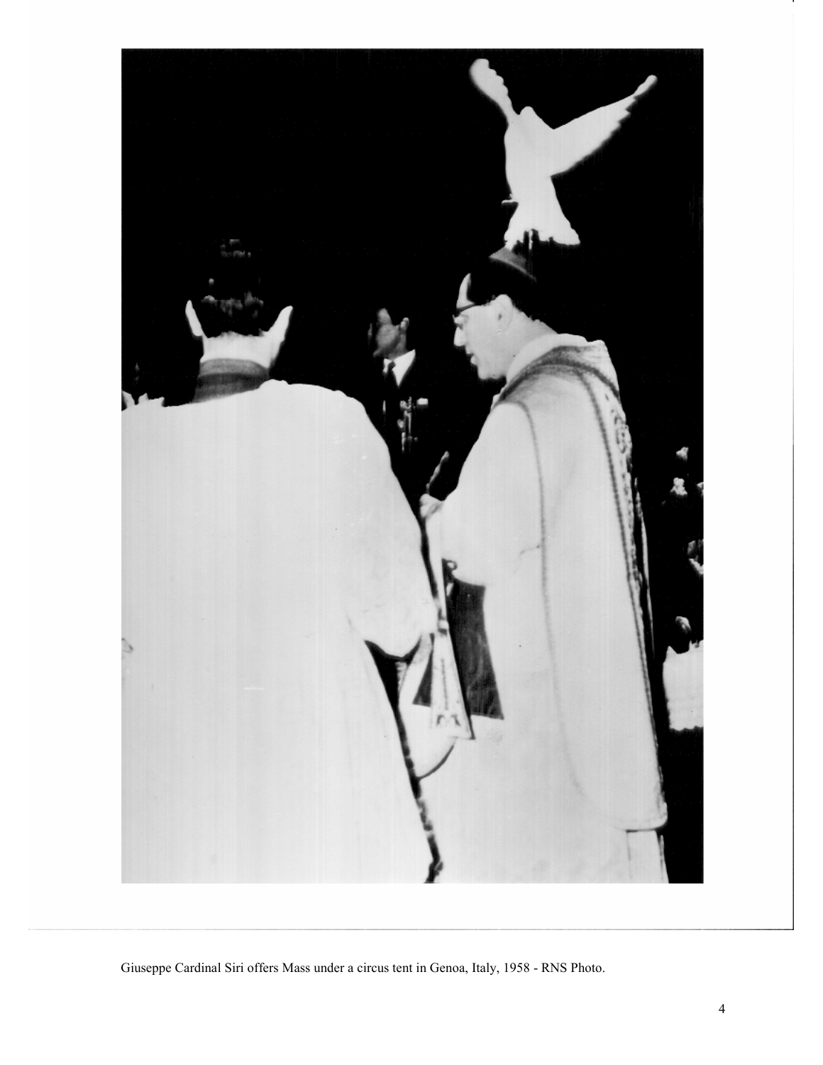Giuseppe Cardinal Siri offers Mass under a circus tent in Genoa, Italy, 1958 - RNS Photo.